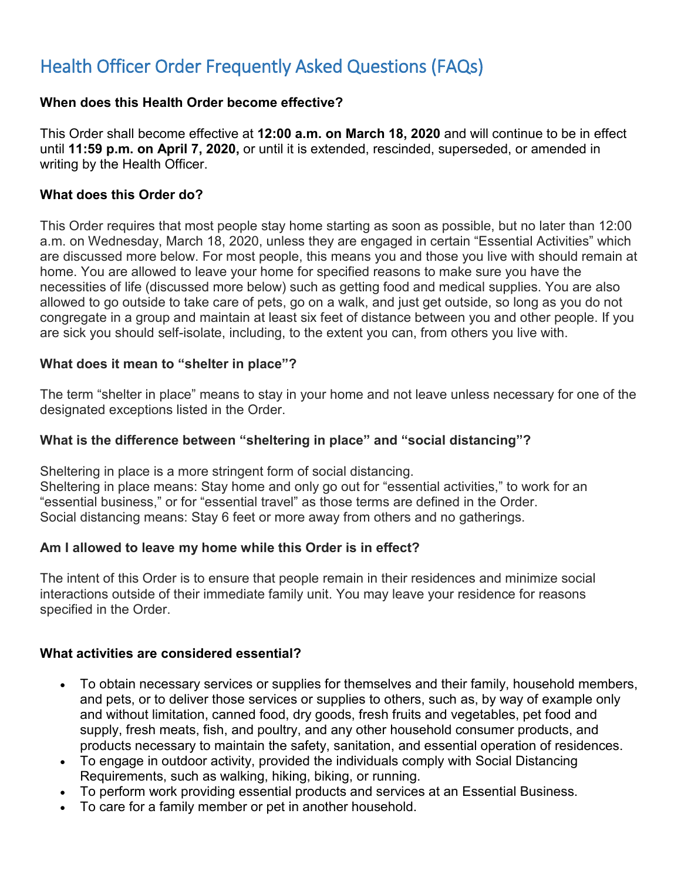# Health Officer Order Frequently Asked Questions (FAQs)

**When does this Health Order become effective?**

This Order shall become effective at **12:00 a.m. on March 18, 2020** and will continue to be in effect until **11:59 p.m. on April 7, 2020,** or until it is extended, rescinded, superseded, or amended in writing by the Health Officer.

**What does this Order do?**

This Order requires that most people stay home starting as soon as possible, but no later than 12:00 a.m. on Wednesday, March 18, 2020, unless they are engaged in certain "Essential Activities" which are discussed more below. For most people, this means you and those you live with should remain at home. You are allowed to leave your home for specified reasons to make sure you have the necessities of life (discussed more below) such as getting food and medical supplies. You are also allowed to go outside to take care of pets, go on a walk, and just get outside, so long as you do not congregate in a group and maintain at least six feet of distance between you and other people. If you are sick you should self-isolate, including, to the extent you can, from others you live with.

**What does it mean to "shelter in place"?**

The term "shelter in place" means to stay in your home and not leave unless necessary for one of the designated exceptions listed in the Order.

**What is the difference between "sheltering in place" and "social distancing"?**

Sheltering in place is a more stringent form of social distancing.
Sheltering in place means: Stay home and only go out for "essential activities," to work for an "essential business," or for "essential travel" as those terms are defined in the Order.
Social distancing means: Stay 6 feet or more away from others and no gatherings.

**Am I allowed to leave my home while this Order is in effect?**

The intent of this Order is to ensure that people remain in their residences and minimize social interactions outside of their immediate family unit. You may leave your residence for reasons specified in the Order.

**What activities are considered essential?**

- To obtain necessary services or supplies for themselves and their family, household members, and pets, or to deliver those services or supplies to others, such as, by way of example only and without limitation, canned food, dry goods, fresh fruits and vegetables, pet food and supply, fresh meats, fish, and poultry, and any other household consumer products, and products necessary to maintain the safety, sanitation, and essential operation of residences.
- To engage in outdoor activity, provided the individuals comply with Social Distancing Requirements, such as walking, hiking, biking, or running.
- To perform work providing essential products and services at an Essential Business.
- To care for a family member or pet in another household.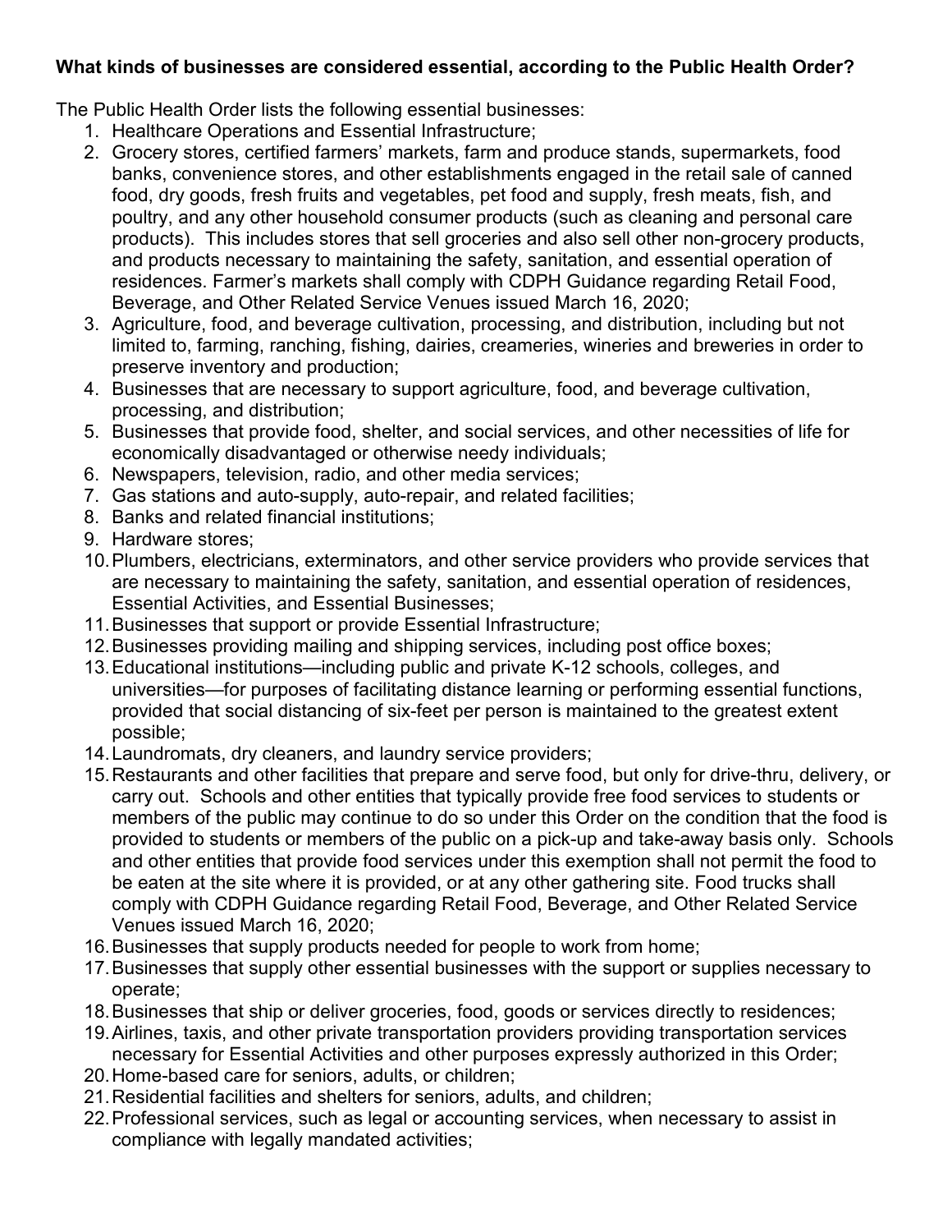**What kinds of businesses are considered essential, according to the Public Health Order?**

The Public Health Order lists the following essential businesses:

1. Healthcare Operations and Essential Infrastructure;
2. Grocery stores, certified farmers' markets, farm and produce stands, supermarkets, food banks, convenience stores, and other establishments engaged in the retail sale of canned food, dry goods, fresh fruits and vegetables, pet food and supply, fresh meats, fish, and poultry, and any other household consumer products (such as cleaning and personal care products). This includes stores that sell groceries and also sell other non-grocery products, and products necessary to maintaining the safety, sanitation, and essential operation of residences. Farmer's markets shall comply with CDPH Guidance regarding Retail Food, Beverage, and Other Related Service Venues issued March 16, 2020;
3. Agriculture, food, and beverage cultivation, processing, and distribution, including but not limited to, farming, ranching, fishing, dairies, creameries, wineries and breweries in order to preserve inventory and production;
4. Businesses that are necessary to support agriculture, food, and beverage cultivation, processing, and distribution;
5. Businesses that provide food, shelter, and social services, and other necessities of life for economically disadvantaged or otherwise needy individuals;
6. Newspapers, television, radio, and other media services;
7. Gas stations and auto-supply, auto-repair, and related facilities;
8. Banks and related financial institutions;
9. Hardware stores;
10. Plumbers, electricians, exterminators, and other service providers who provide services that are necessary to maintaining the safety, sanitation, and essential operation of residences, Essential Activities, and Essential Businesses;
11. Businesses that support or provide Essential Infrastructure;
12. Businesses providing mailing and shipping services, including post office boxes;
13. Educational institutions—including public and private K-12 schools, colleges, and universities—for purposes of facilitating distance learning or performing essential functions, provided that social distancing of six-feet per person is maintained to the greatest extent possible;
14. Laundromats, dry cleaners, and laundry service providers;
15. Restaurants and other facilities that prepare and serve food, but only for drive-thru, delivery, or carry out. Schools and other entities that typically provide free food services to students or members of the public may continue to do so under this Order on the condition that the food is provided to students or members of the public on a pick-up and take-away basis only. Schools and other entities that provide food services under this exemption shall not permit the food to be eaten at the site where it is provided, or at any other gathering site. Food trucks shall comply with CDPH Guidance regarding Retail Food, Beverage, and Other Related Service Venues issued March 16, 2020;
16. Businesses that supply products needed for people to work from home;
17. Businesses that supply other essential businesses with the support or supplies necessary to operate;
18. Businesses that ship or deliver groceries, food, goods or services directly to residences;
19. Airlines, taxis, and other private transportation providers providing transportation services necessary for Essential Activities and other purposes expressly authorized in this Order;
20. Home-based care for seniors, adults, or children;
21. Residential facilities and shelters for seniors, adults, and children;
22. Professional services, such as legal or accounting services, when necessary to assist in compliance with legally mandated activities;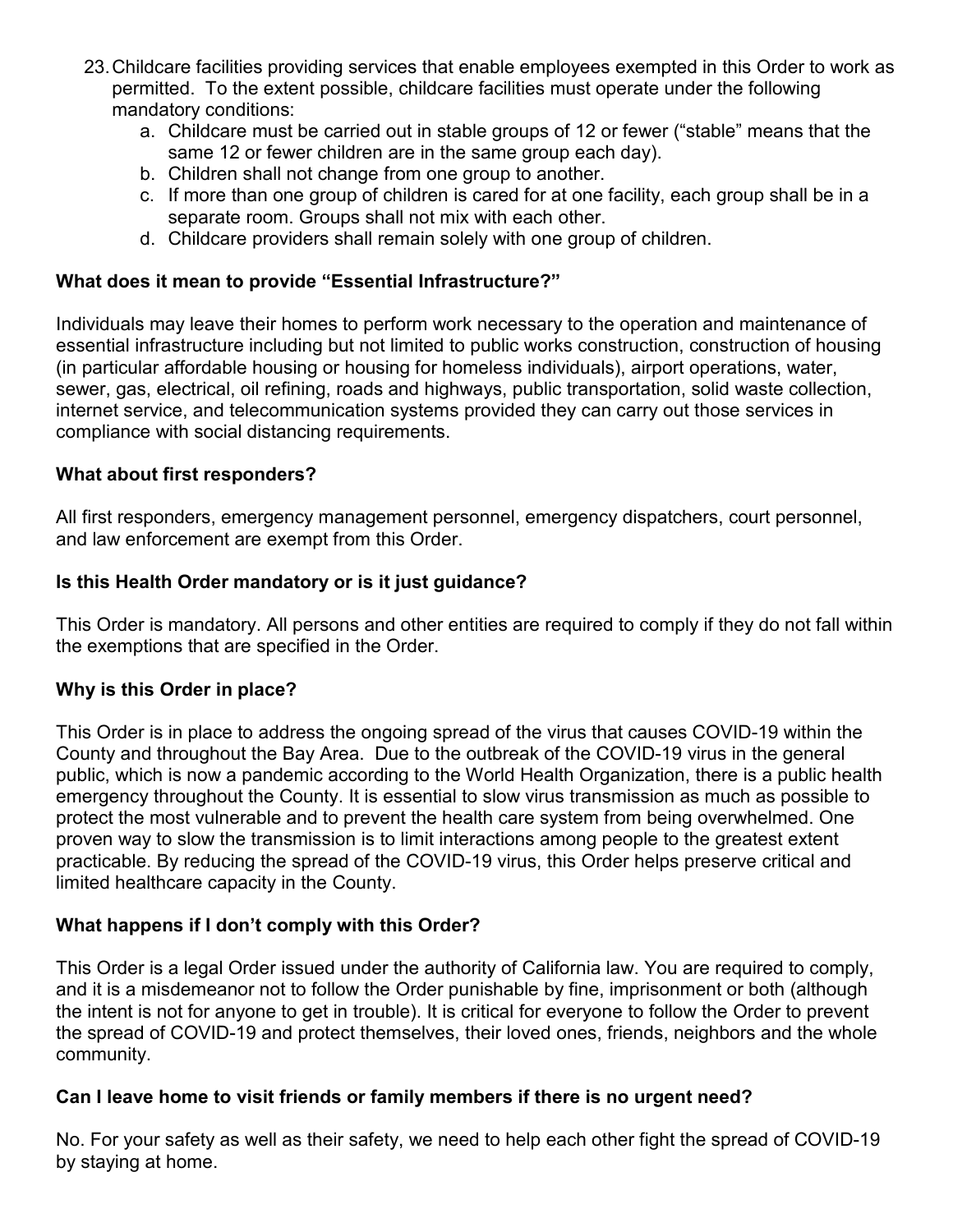23. Childcare facilities providing services that enable employees exempted in this Order to work as permitted. To the extent possible, childcare facilities must operate under the following mandatory conditions:
    a. Childcare must be carried out in stable groups of 12 or fewer ("stable" means that the same 12 or fewer children are in the same group each day).
    b. Children shall not change from one group to another.
    c. If more than one group of children is cared for at one facility, each group shall be in a separate room. Groups shall not mix with each other.
    d. Childcare providers shall remain solely with one group of children.

### What does it mean to provide "Essential Infrastructure?"

Individuals may leave their homes to perform work necessary to the operation and maintenance of essential infrastructure including but not limited to public works construction, construction of housing (in particular affordable housing or housing for homeless individuals), airport operations, water, sewer, gas, electrical, oil refining, roads and highways, public transportation, solid waste collection, internet service, and telecommunication systems provided they can carry out those services in compliance with social distancing requirements.

### What about first responders?

All first responders, emergency management personnel, emergency dispatchers, court personnel, and law enforcement are exempt from this Order.

### Is this Health Order mandatory or is it just guidance?

This Order is mandatory. All persons and other entities are required to comply if they do not fall within the exemptions that are specified in the Order.

### Why is this Order in place?

This Order is in place to address the ongoing spread of the virus that causes COVID-19 within the County and throughout the Bay Area. Due to the outbreak of the COVID-19 virus in the general public, which is now a pandemic according to the World Health Organization, there is a public health emergency throughout the County. It is essential to slow virus transmission as much as possible to protect the most vulnerable and to prevent the health care system from being overwhelmed. One proven way to slow the transmission is to limit interactions among people to the greatest extent practicable. By reducing the spread of the COVID-19 virus, this Order helps preserve critical and limited healthcare capacity in the County.

### What happens if I don't comply with this Order?

This Order is a legal Order issued under the authority of California law. You are required to comply, and it is a misdemeanor not to follow the Order punishable by fine, imprisonment or both (although the intent is not for anyone to get in trouble). It is critical for everyone to follow the Order to prevent the spread of COVID-19 and protect themselves, their loved ones, friends, neighbors and the whole community.

### Can I leave home to visit friends or family members if there is no urgent need?

No. For your safety as well as their safety, we need to help each other fight the spread of COVID-19 by staying at home.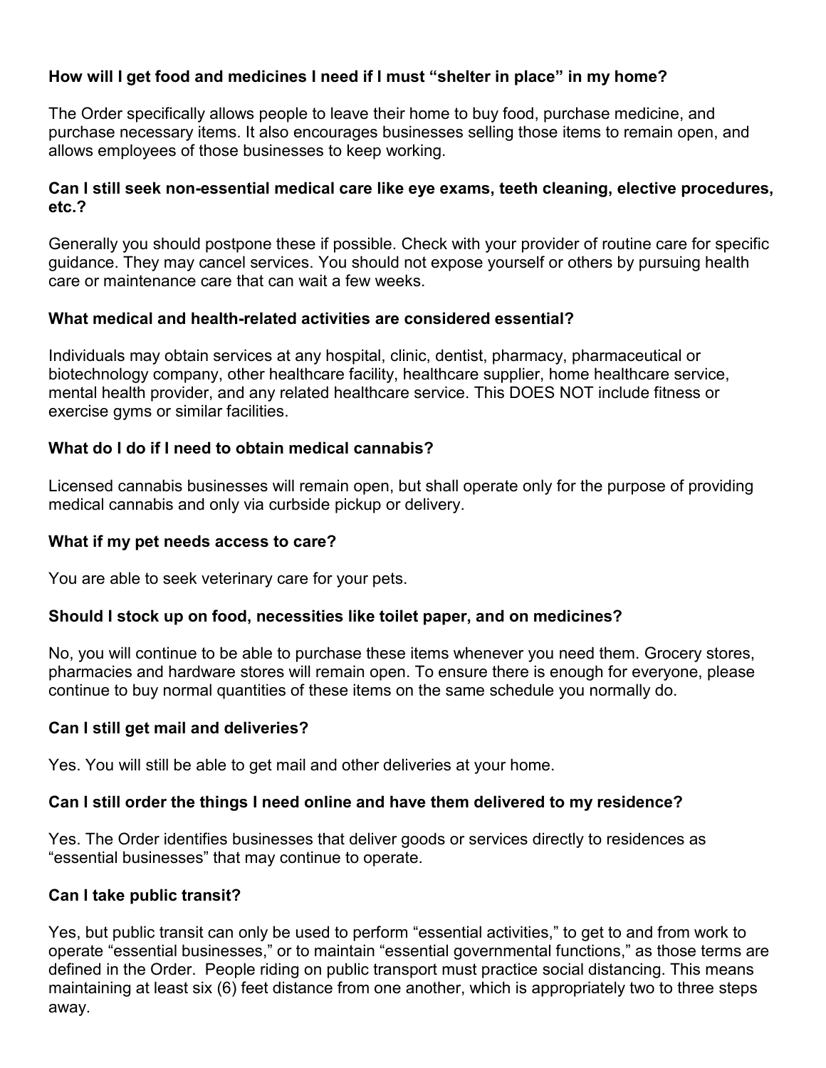**How will I get food and medicines I need if I must "shelter in place" in my home?**

The Order specifically allows people to leave their home to buy food, purchase medicine, and purchase necessary items. It also encourages businesses selling those items to remain open, and allows employees of those businesses to keep working.

**Can I still seek non-essential medical care like eye exams, teeth cleaning, elective procedures, etc.?**

Generally you should postpone these if possible. Check with your provider of routine care for specific guidance. They may cancel services. You should not expose yourself or others by pursuing health care or maintenance care that can wait a few weeks.

**What medical and health-related activities are considered essential?**

Individuals may obtain services at any hospital, clinic, dentist, pharmacy, pharmaceutical or biotechnology company, other healthcare facility, healthcare supplier, home healthcare service, mental health provider, and any related healthcare service. This DOES NOT include fitness or exercise gyms or similar facilities.

**What do I do if I need to obtain medical cannabis?**

Licensed cannabis businesses will remain open, but shall operate only for the purpose of providing medical cannabis and only via curbside pickup or delivery.

**What if my pet needs access to care?**

You are able to seek veterinary care for your pets.

**Should I stock up on food, necessities like toilet paper, and on medicines?**

No, you will continue to be able to purchase these items whenever you need them. Grocery stores, pharmacies and hardware stores will remain open. To ensure there is enough for everyone, please continue to buy normal quantities of these items on the same schedule you normally do.

**Can I still get mail and deliveries?**

Yes. You will still be able to get mail and other deliveries at your home.

**Can I still order the things I need online and have them delivered to my residence?**

Yes. The Order identifies businesses that deliver goods or services directly to residences as "essential businesses" that may continue to operate.

**Can I take public transit?**

Yes, but public transit can only be used to perform "essential activities," to get to and from work to operate "essential businesses," or to maintain "essential governmental functions," as those terms are defined in the Order. People riding on public transport must practice social distancing. This means maintaining at least six (6) feet distance from one another, which is appropriately two to three steps away.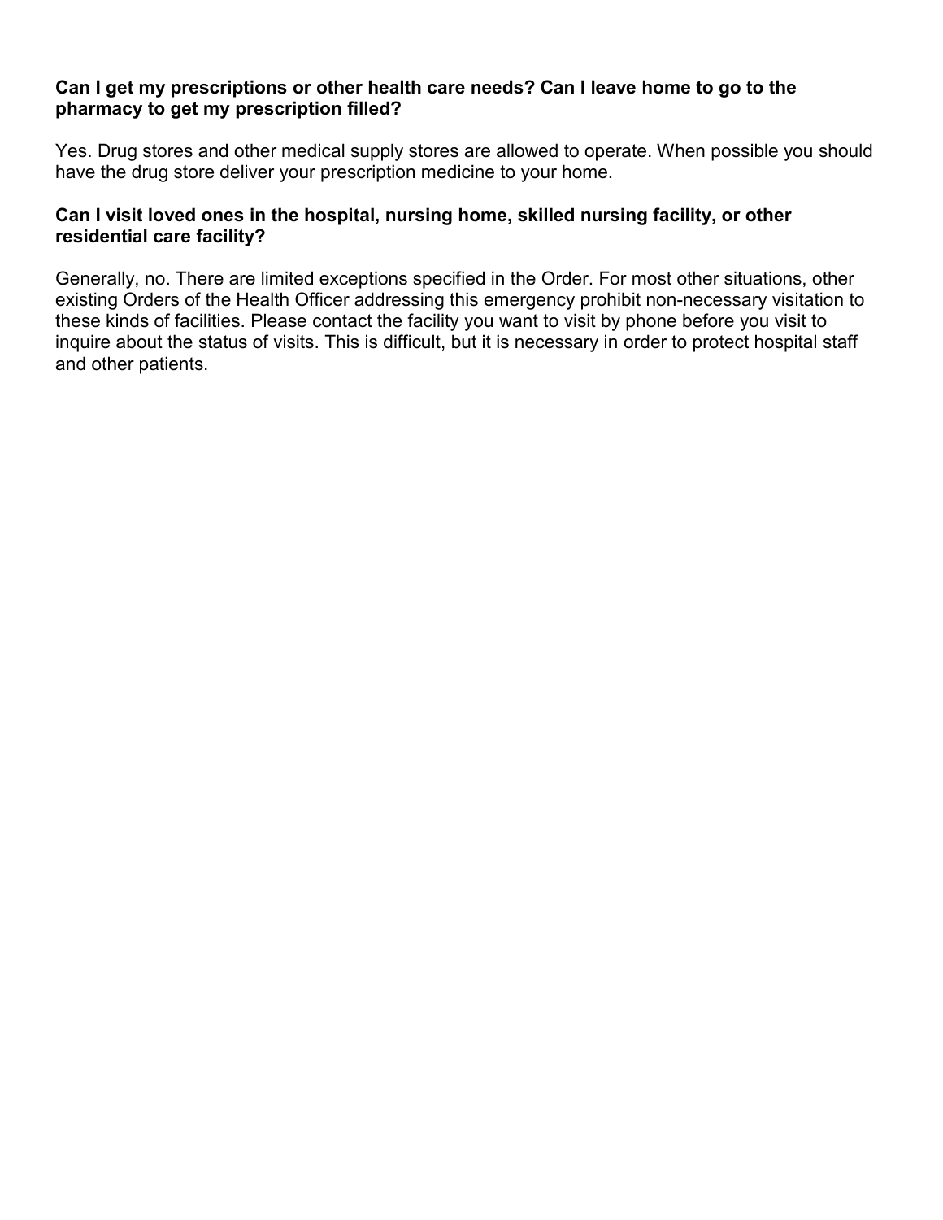**Can I get my prescriptions or other health care needs? Can I leave home to go to the pharmacy to get my prescription filled?**

Yes. Drug stores and other medical supply stores are allowed to operate. When possible you should have the drug store deliver your prescription medicine to your home.

**Can I visit loved ones in the hospital, nursing home, skilled nursing facility, or other residential care facility?**

Generally, no. There are limited exceptions specified in the Order. For most other situations, other existing Orders of the Health Officer addressing this emergency prohibit non-necessary visitation to these kinds of facilities. Please contact the facility you want to visit by phone before you visit to inquire about the status of visits. This is difficult, but it is necessary in order to protect hospital staff and other patients.